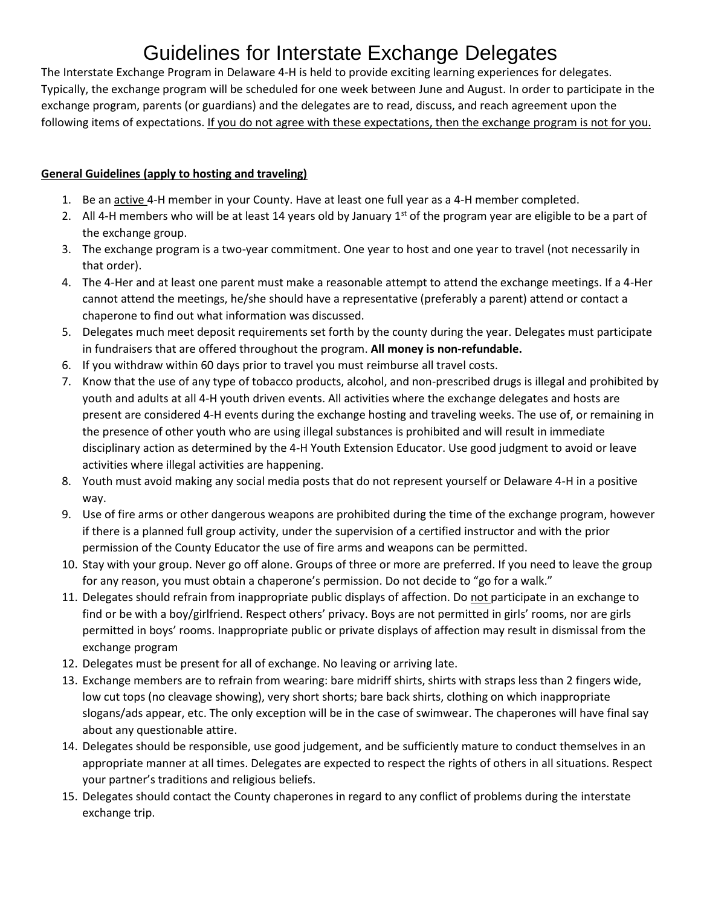# Guidelines for Interstate Exchange Delegates

The Interstate Exchange Program in Delaware 4-H is held to provide exciting learning experiences for delegates. Typically, the exchange program will be scheduled for one week between June and August. In order to participate in the exchange program, parents (or guardians) and the delegates are to read, discuss, and reach agreement upon the following items of expectations. <u>If you do not agree with these expectations, then the exchange program is not for you.</u>

**<u>General Guidelines (apply to hosting and traveling)</u>**

1. Be an <u>active</u> 4-H member in your County. Have at least one full year as a 4-H member completed.
2. All 4-H members who will be at least 14 years old by January 1st of the program year are eligible to be a part of the exchange group.
3. The exchange program is a two-year commitment. One year to host and one year to travel (not necessarily in that order).
4. The 4-Her and at least one parent must make a reasonable attempt to attend the exchange meetings. If a 4-Her cannot attend the meetings, he/she should have a representative (preferably a parent) attend or contact a chaperone to find out what information was discussed.
5. Delegates much meet deposit requirements set forth by the county during the year. Delegates must participate in fundraisers that are offered throughout the program. **All money is non-refundable.**
6. If you withdraw within 60 days prior to travel you must reimburse all travel costs.
7. Know that the use of any type of tobacco products, alcohol, and non-prescribed drugs is illegal and prohibited by youth and adults at all 4-H youth driven events. All activities where the exchange delegates and hosts are present are considered 4-H events during the exchange hosting and traveling weeks. The use of, or remaining in the presence of other youth who are using illegal substances is prohibited and will result in immediate disciplinary action as determined by the 4-H Youth Extension Educator. Use good judgment to avoid or leave activities where illegal activities are happening.
8. Youth must avoid making any social media posts that do not represent yourself or Delaware 4-H in a positive way.
9. Use of fire arms or other dangerous weapons are prohibited during the time of the exchange program, however if there is a planned full group activity, under the supervision of a certified instructor and with the prior permission of the County Educator the use of fire arms and weapons can be permitted.
10. Stay with your group. Never go off alone. Groups of three or more are preferred. If you need to leave the group for any reason, you must obtain a chaperone's permission. Do not decide to "go for a walk."
11. Delegates should refrain from inappropriate public displays of affection. Do <u>not</u> participate in an exchange to find or be with a boy/girlfriend. Respect others' privacy. Boys are not permitted in girls' rooms, nor are girls permitted in boys' rooms. Inappropriate public or private displays of affection may result in dismissal from the exchange program
12. Delegates must be present for all of exchange. No leaving or arriving late.
13. Exchange members are to refrain from wearing: bare midriff shirts, shirts with straps less than 2 fingers wide, low cut tops (no cleavage showing), very short shorts; bare back shirts, clothing on which inappropriate slogans/ads appear, etc. The only exception will be in the case of swimwear. The chaperones will have final say about any questionable attire.
14. Delegates should be responsible, use good judgement, and be sufficiently mature to conduct themselves in an appropriate manner at all times. Delegates are expected to respect the rights of others in all situations. Respect your partner's traditions and religious beliefs.
15. Delegates should contact the County chaperones in regard to any conflict of problems during the interstate exchange trip.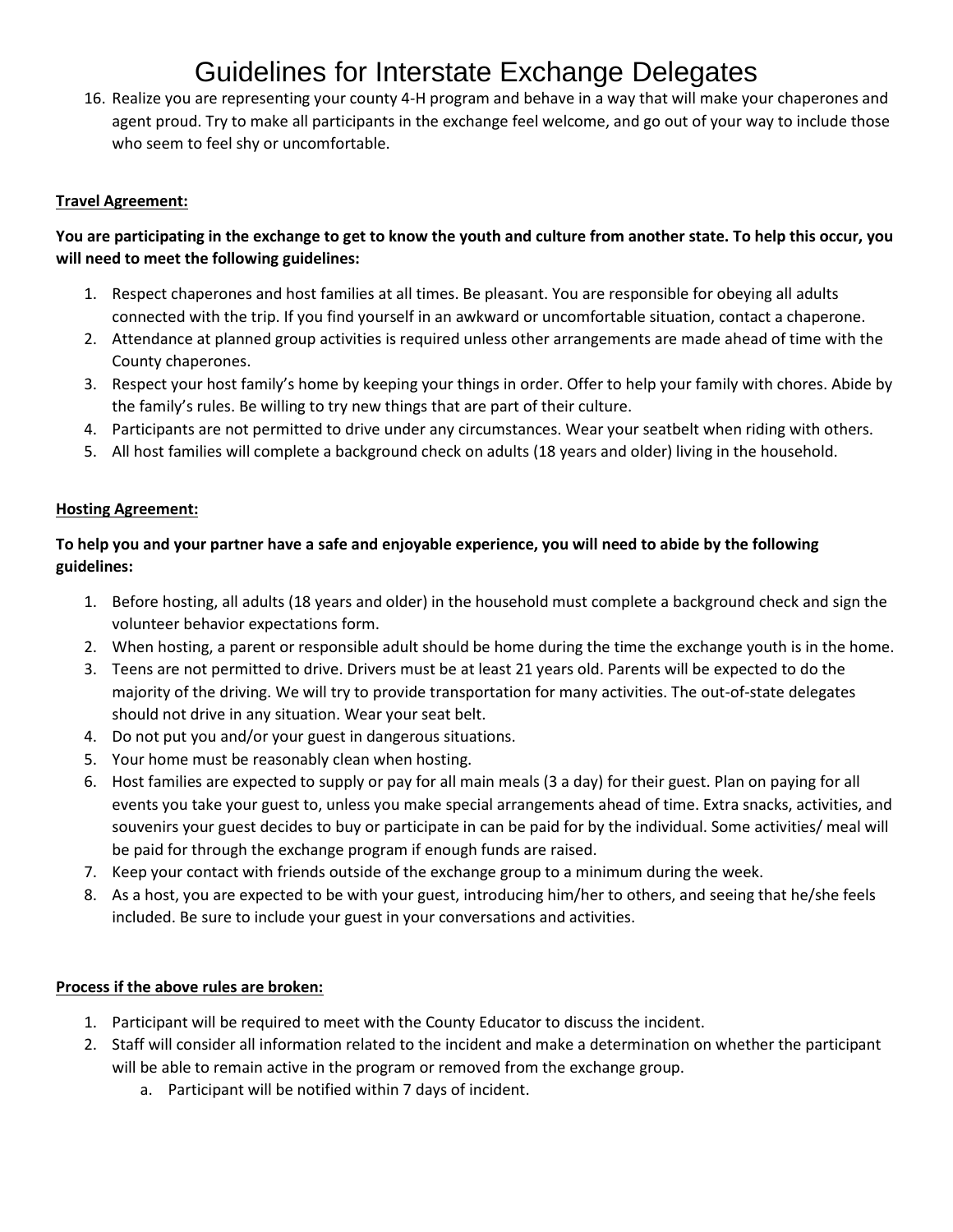# Guidelines for Interstate Exchange Delegates

16. Realize you are representing your county 4-H program and behave in a way that will make your chaperones and agent proud. Try to make all participants in the exchange feel welcome, and go out of your way to include those who seem to feel shy or uncomfortable.

**Travel Agreement:**

**You are participating in the exchange to get to know the youth and culture from another state. To help this occur, you will need to meet the following guidelines:**

1. Respect chaperones and host families at all times. Be pleasant. You are responsible for obeying all adults connected with the trip. If you find yourself in an awkward or uncomfortable situation, contact a chaperone.
2. Attendance at planned group activities is required unless other arrangements are made ahead of time with the County chaperones.
3. Respect your host family's home by keeping your things in order. Offer to help your family with chores. Abide by the family's rules. Be willing to try new things that are part of their culture.
4. Participants are not permitted to drive under any circumstances. Wear your seatbelt when riding with others.
5. All host families will complete a background check on adults (18 years and older) living in the household.

**Hosting Agreement:**

**To help you and your partner have a safe and enjoyable experience, you will need to abide by the following guidelines:**

1. Before hosting, all adults (18 years and older) in the household must complete a background check and sign the volunteer behavior expectations form.
2. When hosting, a parent or responsible adult should be home during the time the exchange youth is in the home.
3. Teens are not permitted to drive. Drivers must be at least 21 years old. Parents will be expected to do the majority of the driving. We will try to provide transportation for many activities. The out-of-state delegates should not drive in any situation. Wear your seat belt.
4. Do not put you and/or your guest in dangerous situations.
5. Your home must be reasonably clean when hosting.
6. Host families are expected to supply or pay for all main meals (3 a day) for their guest. Plan on paying for all events you take your guest to, unless you make special arrangements ahead of time. Extra snacks, activities, and souvenirs your guest decides to buy or participate in can be paid for by the individual. Some activities/ meal will be paid for through the exchange program if enough funds are raised.
7. Keep your contact with friends outside of the exchange group to a minimum during the week.
8. As a host, you are expected to be with your guest, introducing him/her to others, and seeing that he/she feels included. Be sure to include your guest in your conversations and activities.

**Process if the above rules are broken:**

1. Participant will be required to meet with the County Educator to discuss the incident.
2. Staff will consider all information related to the incident and make a determination on whether the participant will be able to remain active in the program or removed from the exchange group.
   a. Participant will be notified within 7 days of incident.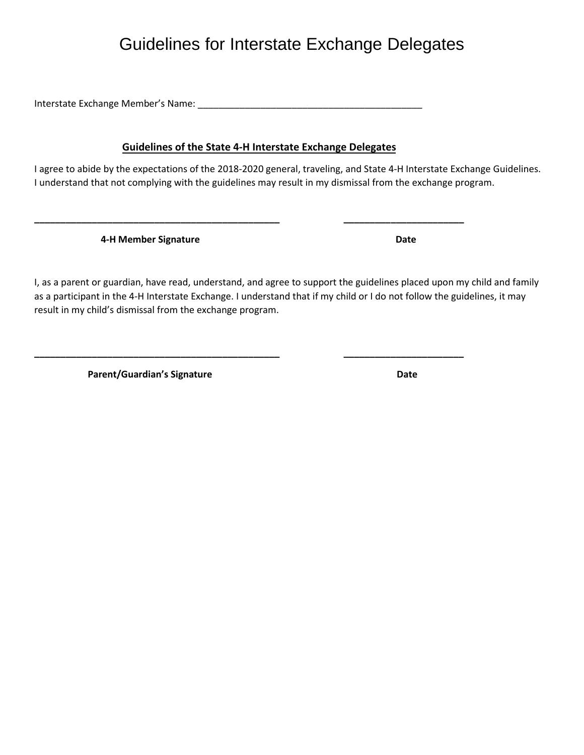# Guidelines for Interstate Exchange Delegates

Interstate Exchange Member's Name: _____________________________________________

**Guidelines of the State 4-H Interstate Exchange Delegates**

I agree to abide by the expectations of the 2018-2020 general, traveling, and State 4-H Interstate Exchange Guidelines. I understand that not complying with the guidelines may result in my dismissal from the exchange program.

_______________________________________________ _______________________

**4-H Member Signature** **Date**

I, as a parent or guardian, have read, understand, and agree to support the guidelines placed upon my child and family as a participant in the 4-H Interstate Exchange. I understand that if my child or I do not follow the guidelines, it may result in my child's dismissal from the exchange program.

_______________________________________________ _______________________

**Parent/Guardian's Signature** **Date**